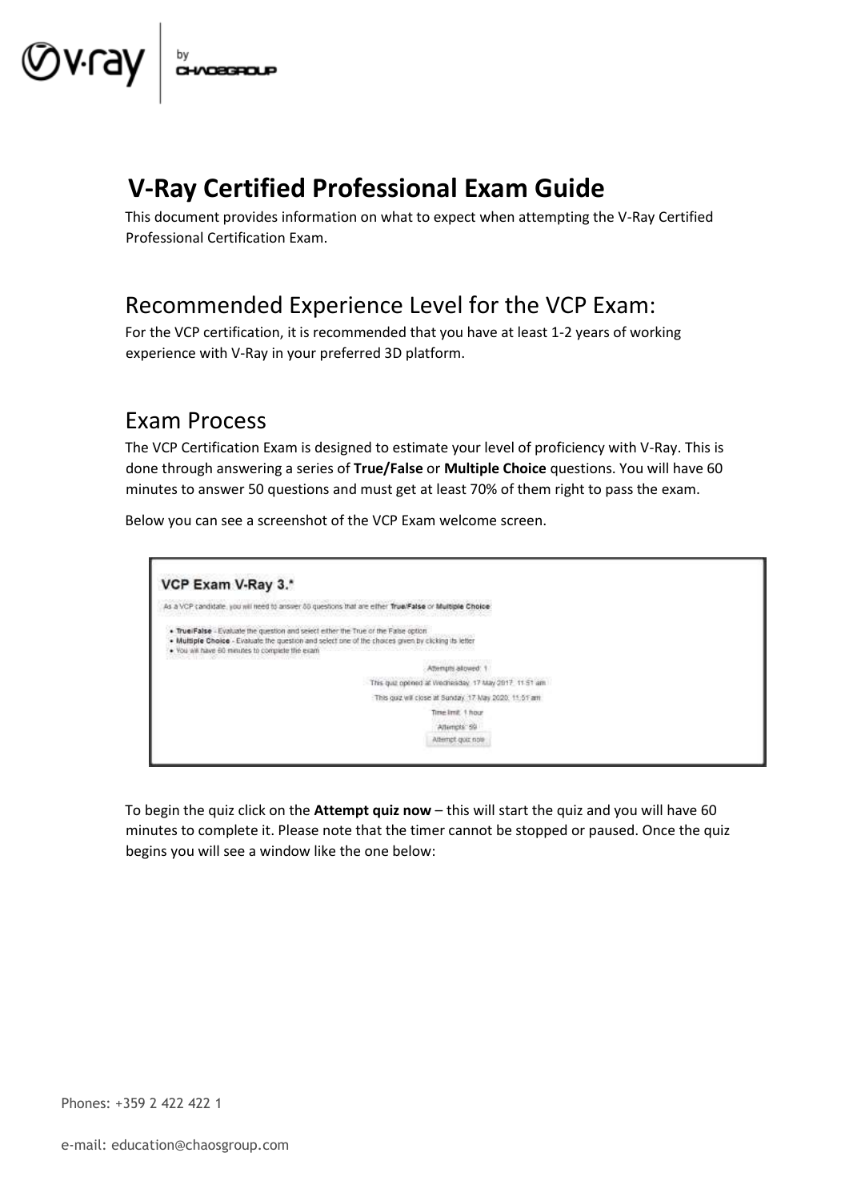# V-Ray Certified Professional Exam Guide

This document provides information on what to expect when attempting the V-Ray Certified Professional Certification Exam.

## Recommended Experience Level for the VCP Exam:

For the VCP certification, it is recommended that you have at least 1-2 years of working experience with V-Ray in your preferred 3D platform.

## Exam Process

The VCP Certification Exam is designed to estimate your level of proficiency with V-Ray. This is done through answering a series of **True/False** or **Multiple Choice** questions. You will have 60 minutes to answer 50 questions and must get at least 70% of them right to pass the exam.

Below you can see a screenshot of the VCP Exam welcome screen.

To begin the quiz click on the **Attempt quiz now** – this will start the quiz and you will have 60 minutes to complete it. Please note that the timer cannot be stopped or paused. Once the quiz begins you will see a window like the one below:

Phones: +359 2 422 422 1

e-mail: education@chaosgroup.com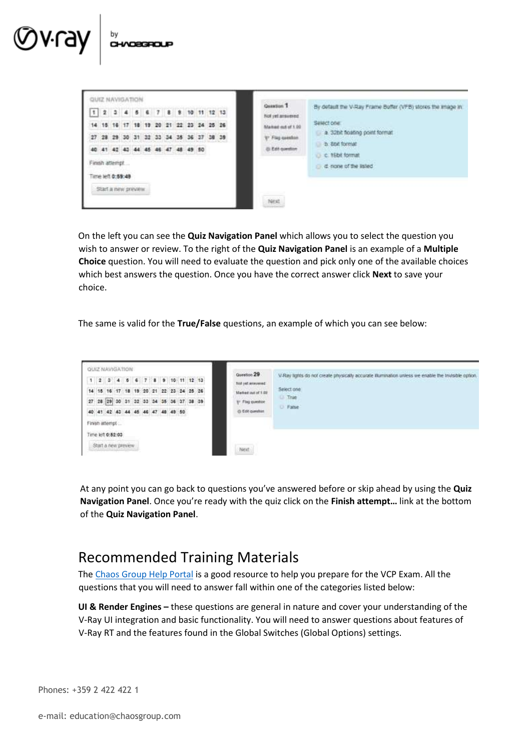On the left you can see the **Quiz Navigation Panel** which allows you to select the question you wish to answer or review. To the right of the **Quiz Navigation Panel** is an example of a **Multiple Choice** question. You will need to evaluate the question and pick only one of the available choices which best answers the question. Once you have the correct answer click **Next** to save your choice.

The same is valid for the **True/False** questions, an example of which you can see below:

At any point you can go back to questions you've answered before or skip ahead by using the **Quiz Navigation Panel**. Once you're ready with the quiz click on the **Finish attempt…** link at the bottom of the **Quiz Navigation Panel**.

## Recommended Training Materials

The Chaos Group Help Portal is a good resource to help you prepare for the VCP Exam. All the questions that you will need to answer fall within one of the categories listed below:

**UI & Render Engines –** these questions are general in nature and cover your understanding of the V-Ray UI integration and basic functionality. You will need to answer questions about features of V-Ray RT and the features found in the Global Switches (Global Options) settings.

Phones: +359 2 422 422 1

e-mail: education@chaosgroup.com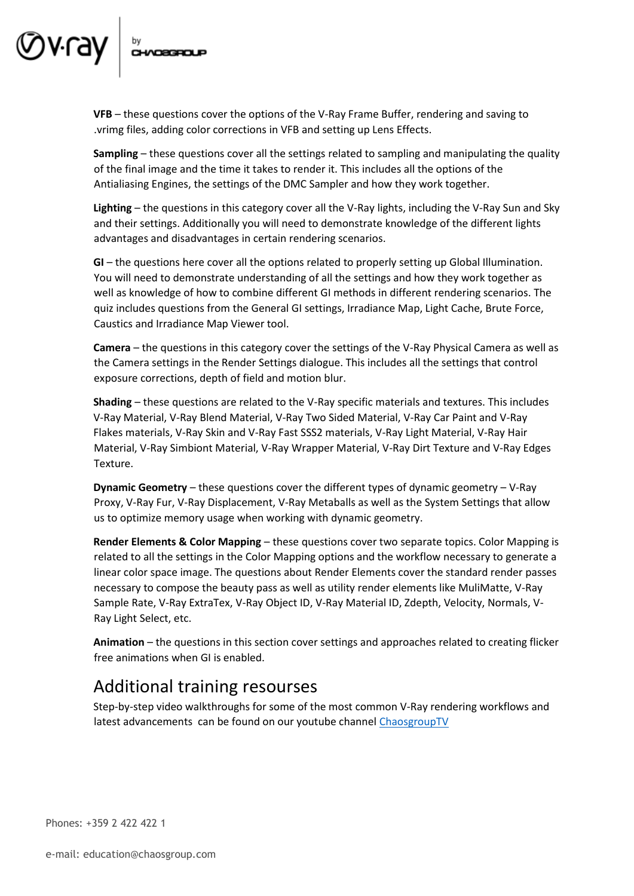**VFB** – these questions cover the options of the V-Ray Frame Buffer, rendering and saving to .vrimg files, adding color corrections in VFB and setting up Lens Effects.

**Sampling** – these questions cover all the settings related to sampling and manipulating the quality of the final image and the time it takes to render it. This includes all the options of the Antialiasing Engines, the settings of the DMC Sampler and how they work together.

**Lighting** – the questions in this category cover all the V-Ray lights, including the V-Ray Sun and Sky and their settings. Additionally you will need to demonstrate knowledge of the different lights advantages and disadvantages in certain rendering scenarios.

**GI** – the questions here cover all the options related to properly setting up Global Illumination. You will need to demonstrate understanding of all the settings and how they work together as well as knowledge of how to combine different GI methods in different rendering scenarios. The quiz includes questions from the General GI settings, Irradiance Map, Light Cache, Brute Force, Caustics and Irradiance Map Viewer tool.

**Camera** – the questions in this category cover the settings of the V-Ray Physical Camera as well as the Camera settings in the Render Settings dialogue. This includes all the settings that control exposure corrections, depth of field and motion blur.

**Shading** – these questions are related to the V-Ray specific materials and textures. This includes V-Ray Material, V-Ray Blend Material, V-Ray Two Sided Material, V-Ray Car Paint and V-Ray Flakes materials, V-Ray Skin and V-Ray Fast SSS2 materials, V-Ray Light Material, V-Ray Hair Material, V-Ray Simbiont Material, V-Ray Wrapper Material, V-Ray Dirt Texture and V-Ray Edges Texture.

**Dynamic Geometry** – these questions cover the different types of dynamic geometry – V-Ray Proxy, V-Ray Fur, V-Ray Displacement, V-Ray Metaballs as well as the System Settings that allow us to optimize memory usage when working with dynamic geometry.

**Render Elements & Color Mapping** – these questions cover two separate topics. Color Mapping is related to all the settings in the Color Mapping options and the workflow necessary to generate a linear color space image. The questions about Render Elements cover the standard render passes necessary to compose the beauty pass as well as utility render elements like MuliMatte, V-Ray Sample Rate, V-Ray ExtraTex, V-Ray Object ID, V-Ray Material ID, Zdepth, Velocity, Normals, V-Ray Light Select, etc.

**Animation** – the questions in this section cover settings and approaches related to creating flicker free animations when GI is enabled.

## Additional training resourses

Step-by-step video walkthroughs for some of the most common V-Ray rendering workflows and latest advancements can be found on our youtube channel ChaosgroupTV

Phones: +359 2 422 422 1

e-mail: education@chaosgroup.com